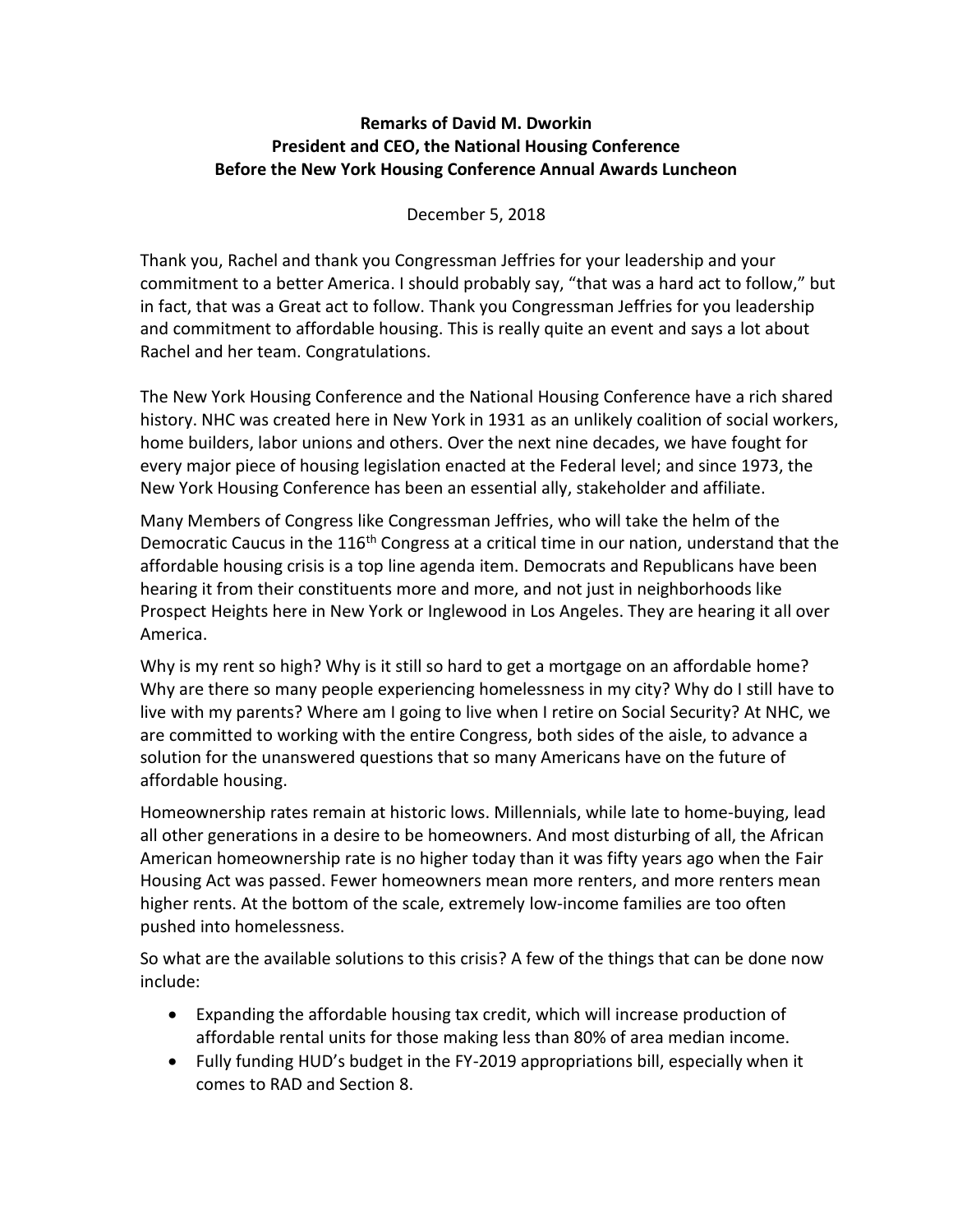**Remarks of David M. Dworkin**
**President and CEO, the National Housing Conference**
**Before the New York Housing Conference Annual Awards Luncheon**

December 5, 2018

Thank you, Rachel and thank you Congressman Jeffries for your leadership and your commitment to a better America. I should probably say, "that was a hard act to follow," but in fact, that was a Great act to follow. Thank you Congressman Jeffries for you leadership and commitment to affordable housing. This is really quite an event and says a lot about Rachel and her team. Congratulations.

The New York Housing Conference and the National Housing Conference have a rich shared history. NHC was created here in New York in 1931 as an unlikely coalition of social workers, home builders, labor unions and others. Over the next nine decades, we have fought for every major piece of housing legislation enacted at the Federal level; and since 1973, the New York Housing Conference has been an essential ally, stakeholder and affiliate.

Many Members of Congress like Congressman Jeffries, who will take the helm of the Democratic Caucus in the 116th Congress at a critical time in our nation, understand that the affordable housing crisis is a top line agenda item. Democrats and Republicans have been hearing it from their constituents more and more, and not just in neighborhoods like Prospect Heights here in New York or Inglewood in Los Angeles. They are hearing it all over America.

Why is my rent so high? Why is it still so hard to get a mortgage on an affordable home? Why are there so many people experiencing homelessness in my city? Why do I still have to live with my parents? Where am I going to live when I retire on Social Security? At NHC, we are committed to working with the entire Congress, both sides of the aisle, to advance a solution for the unanswered questions that so many Americans have on the future of affordable housing.

Homeownership rates remain at historic lows. Millennials, while late to home-buying, lead all other generations in a desire to be homeowners. And most disturbing of all, the African American homeownership rate is no higher today than it was fifty years ago when the Fair Housing Act was passed. Fewer homeowners mean more renters, and more renters mean higher rents. At the bottom of the scale, extremely low-income families are too often pushed into homelessness.

So what are the available solutions to this crisis? A few of the things that can be done now include:

- Expanding the affordable housing tax credit, which will increase production of affordable rental units for those making less than 80% of area median income.
- Fully funding HUD's budget in the FY-2019 appropriations bill, especially when it comes to RAD and Section 8.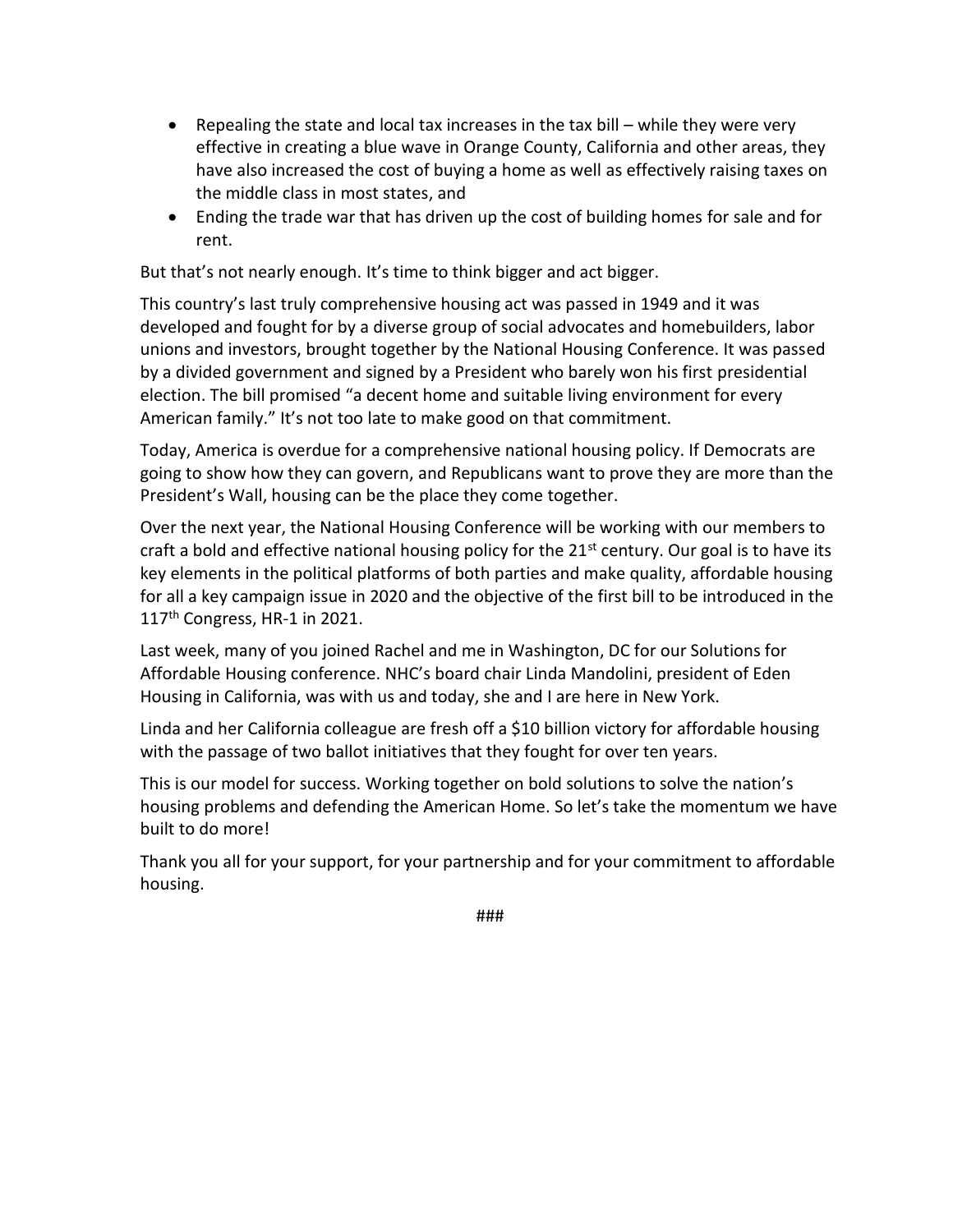- Repealing the state and local tax increases in the tax bill – while they were very effective in creating a blue wave in Orange County, California and other areas, they have also increased the cost of buying a home as well as effectively raising taxes on the middle class in most states, and
- Ending the trade war that has driven up the cost of building homes for sale and for rent.

But that's not nearly enough. It's time to think bigger and act bigger.

This country's last truly comprehensive housing act was passed in 1949 and it was developed and fought for by a diverse group of social advocates and homebuilders, labor unions and investors, brought together by the National Housing Conference. It was passed by a divided government and signed by a President who barely won his first presidential election. The bill promised "a decent home and suitable living environment for every American family." It's not too late to make good on that commitment.

Today, America is overdue for a comprehensive national housing policy. If Democrats are going to show how they can govern, and Republicans want to prove they are more than the President's Wall, housing can be the place they come together.

Over the next year, the National Housing Conference will be working with our members to craft a bold and effective national housing policy for the 21st century. Our goal is to have its key elements in the political platforms of both parties and make quality, affordable housing for all a key campaign issue in 2020 and the objective of the first bill to be introduced in the 117th Congress, HR-1 in 2021.

Last week, many of you joined Rachel and me in Washington, DC for our Solutions for Affordable Housing conference. NHC's board chair Linda Mandolini, president of Eden Housing in California, was with us and today, she and I are here in New York.

Linda and her California colleague are fresh off a $10 billion victory for affordable housing with the passage of two ballot initiatives that they fought for over ten years.

This is our model for success. Working together on bold solutions to solve the nation's housing problems and defending the American Home. So let's take the momentum we have built to do more!

Thank you all for your support, for your partnership and for your commitment to affordable housing.

###